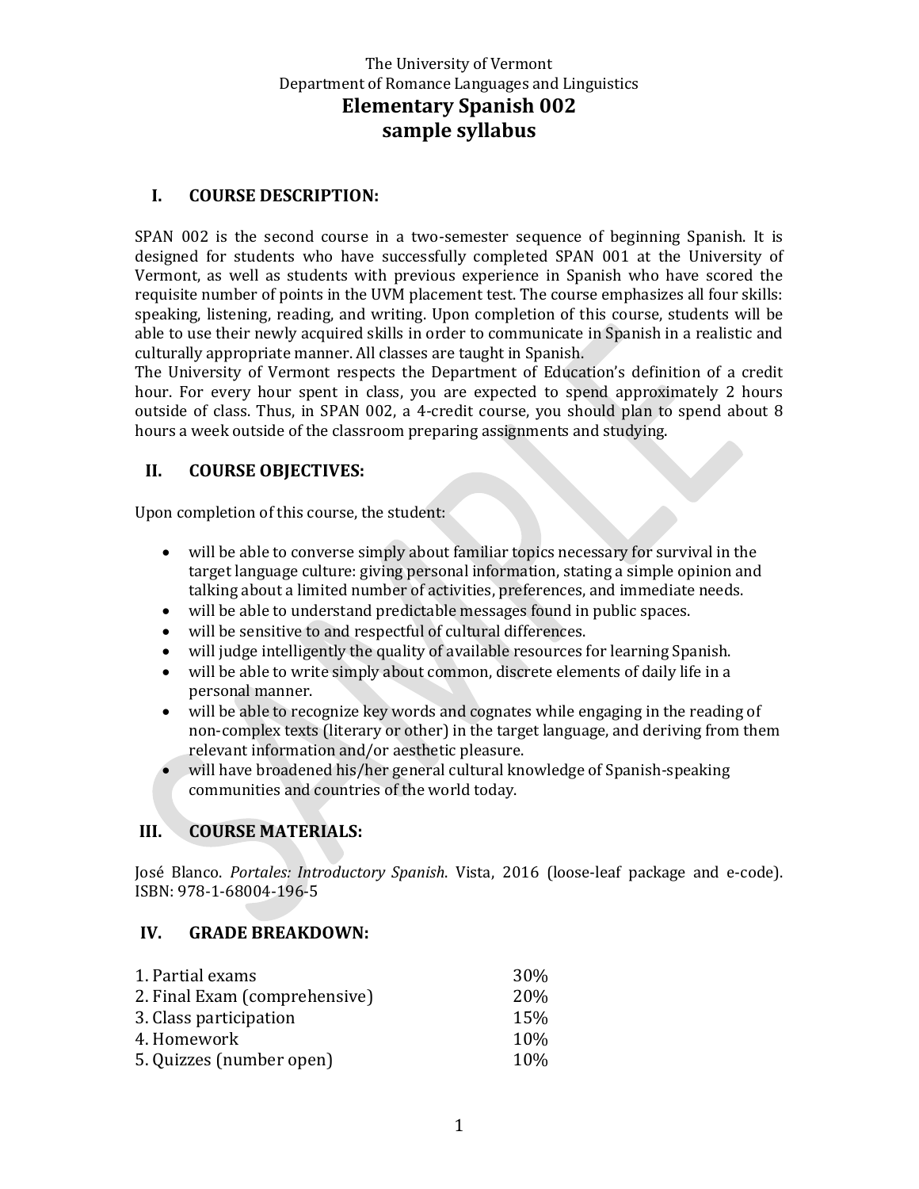The University of Vermont
Department of Romance Languages and Linguistics

# Elementary Spanish 002
# sample syllabus

## I. COURSE DESCRIPTION:

SPAN 002 is the second course in a two-semester sequence of beginning Spanish. It is designed for students who have successfully completed SPAN 001 at the University of Vermont, as well as students with previous experience in Spanish who have scored the requisite number of points in the UVM placement test. The course emphasizes all four skills: speaking, listening, reading, and writing. Upon completion of this course, students will be able to use their newly acquired skills in order to communicate in Spanish in a realistic and culturally appropriate manner. All classes are taught in Spanish.

The University of Vermont respects the Department of Education's definition of a credit hour. For every hour spent in class, you are expected to spend approximately 2 hours outside of class. Thus, in SPAN 002, a 4-credit course, you should plan to spend about 8 hours a week outside of the classroom preparing assignments and studying.

## II. COURSE OBJECTIVES:

Upon completion of this course, the student:

- will be able to converse simply about familiar topics necessary for survival in the target language culture: giving personal information, stating a simple opinion and talking about a limited number of activities, preferences, and immediate needs.
- will be able to understand predictable messages found in public spaces.
- will be sensitive to and respectful of cultural differences.
- will judge intelligently the quality of available resources for learning Spanish.
- will be able to write simply about common, discrete elements of daily life in a personal manner.
- will be able to recognize key words and cognates while engaging in the reading of non-complex texts (literary or other) in the target language, and deriving from them relevant information and/or aesthetic pleasure.
- will have broadened his/her general cultural knowledge of Spanish-speaking communities and countries of the world today.

## III. COURSE MATERIALS:

José Blanco. *Portales: Introductory Spanish*. Vista, 2016 (loose-leaf package and e-code). ISBN: 978-1-68004-196-5

## IV. GRADE BREAKDOWN:

| | |
|---|---|
| 1. Partial exams | 30% |
| 2. Final Exam (comprehensive) | 20% |
| 3. Class participation | 15% |
| 4. Homework | 10% |
| 5. Quizzes (number open) | 10% |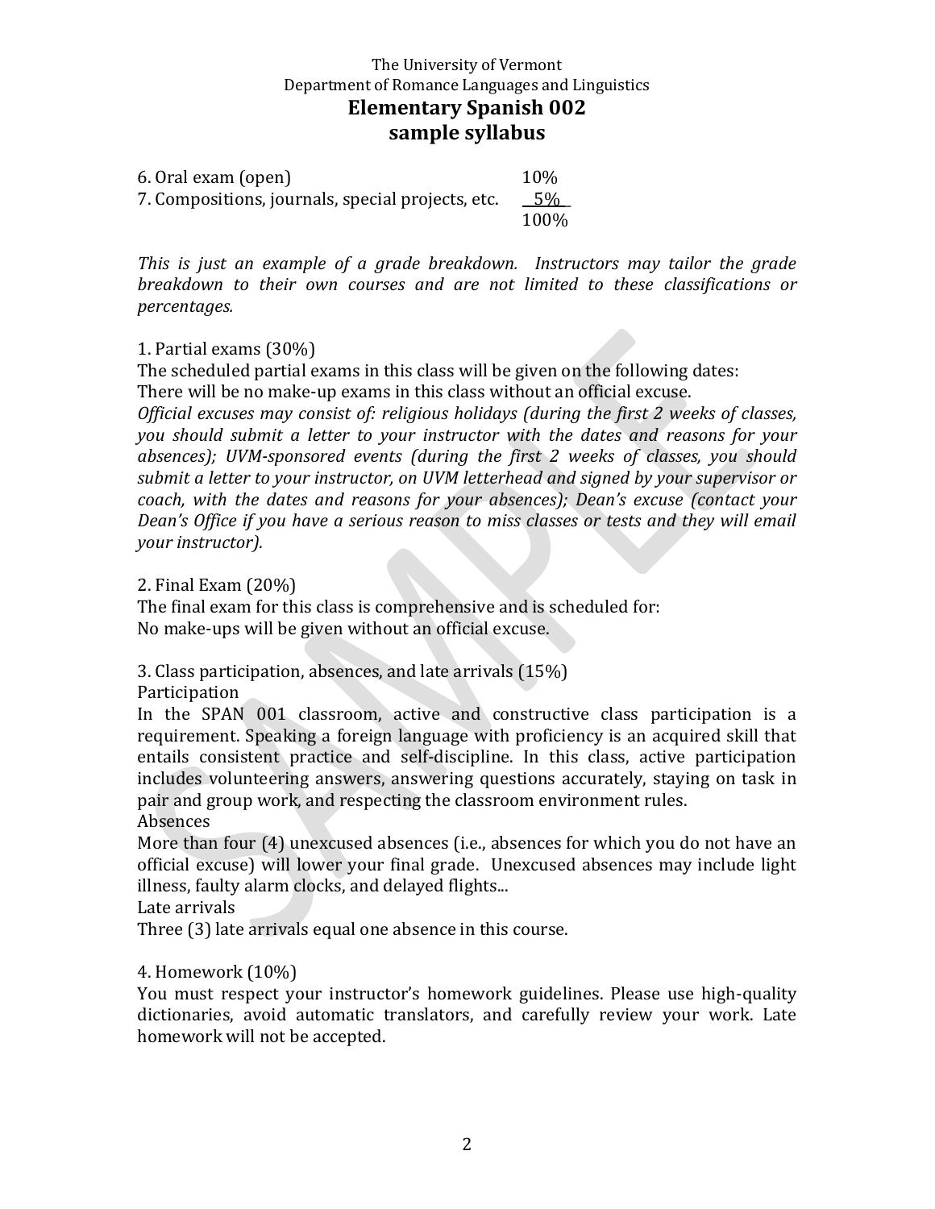| | |
|---|---|
| 6. Oral exam (open) | 10% |
| 7. Compositions, journals, special projects, etc. | 5% |
| | 100% |

*This is just an example of a grade breakdown. Instructors may tailor the grade breakdown to their own courses and are not limited to these classifications or percentages.*

1. Partial exams (30%)

The scheduled partial exams in this class will be given on the following dates:

There will be no make-up exams in this class without an official excuse.

*Official excuses may consist of: religious holidays (during the first 2 weeks of classes, you should submit a letter to your instructor with the dates and reasons for your absences); UVM-sponsored events (during the first 2 weeks of classes, you should submit a letter to your instructor, on UVM letterhead and signed by your supervisor or coach, with the dates and reasons for your absences); Dean's excuse (contact your Dean's Office if you have a serious reason to miss classes or tests and they will email your instructor).*

2. Final Exam (20%)

The final exam for this class is comprehensive and is scheduled for:

No make-ups will be given without an official excuse.

3. Class participation, absences, and late arrivals (15%)

Participation

In the SPAN 001 classroom, active and constructive class participation is a requirement. Speaking a foreign language with proficiency is an acquired skill that entails consistent practice and self-discipline. In this class, active participation includes volunteering answers, answering questions accurately, staying on task in pair and group work, and respecting the classroom environment rules.

Absences

More than four (4) unexcused absences (i.e., absences for which you do not have an official excuse) will lower your final grade. Unexcused absences may include light illness, faulty alarm clocks, and delayed flights...

Late arrivals

Three (3) late arrivals equal one absence in this course.

4. Homework (10%)

You must respect your instructor's homework guidelines. Please use high-quality dictionaries, avoid automatic translators, and carefully review your work. Late homework will not be accepted.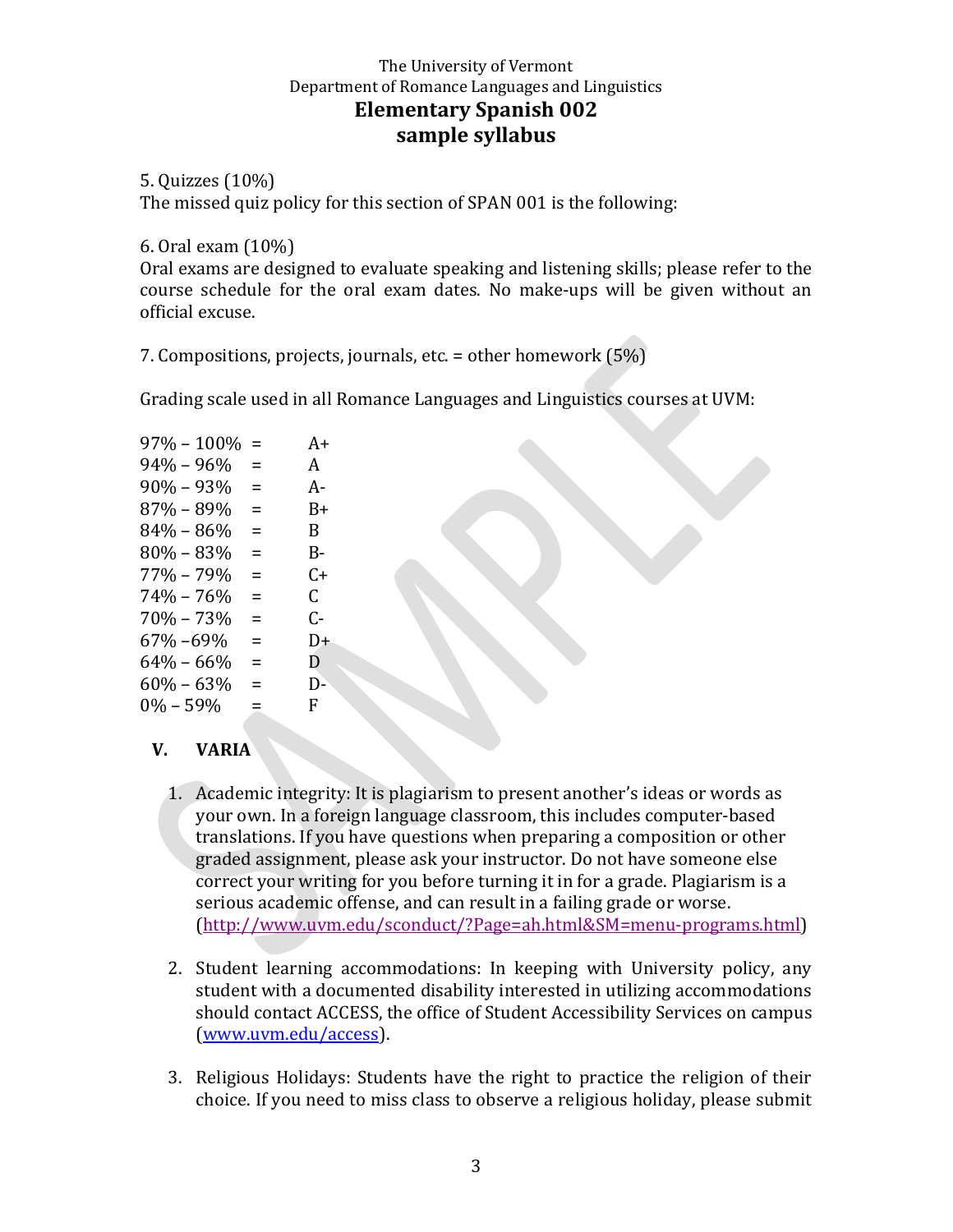The University of Vermont
Department of Romance Languages and Linguistics

# Elementary Spanish 002
# sample syllabus

5. Quizzes (10%)
The missed quiz policy for this section of SPAN 001 is the following:

6. Oral exam (10%)
Oral exams are designed to evaluate speaking and listening skills; please refer to the course schedule for the oral exam dates. No make-ups will be given without an official excuse.

7. Compositions, projects, journals, etc. = other homework (5%)

Grading scale used in all Romance Languages and Linguistics courses at UVM:

| | | |
|---|---|---|
| 97% – 100% | = | A+ |
| 94% – 96% | = | A |
| 90% – 93% | = | A- |
| 87% – 89% | = | B+ |
| 84% – 86% | = | B |
| 80% – 83% | = | B- |
| 77% – 79% | = | C+ |
| 74% – 76% | = | C |
| 70% – 73% | = | C- |
| 67% –69% | = | D+ |
| 64% – 66% | = | D |
| 60% – 63% | = | D- |
| 0% – 59% | = | F |

## V. VARIA

1. Academic integrity: It is plagiarism to present another's ideas or words as your own. In a foreign language classroom, this includes computer-based translations. If you have questions when preparing a composition or other graded assignment, please ask your instructor. Do not have someone else correct your writing for you before turning it in for a grade. Plagiarism is a serious academic offense, and can result in a failing grade or worse. (http://www.uvm.edu/sconduct/?Page=ah.html&SM=menu-programs.html)

2. Student learning accommodations: In keeping with University policy, any student with a documented disability interested in utilizing accommodations should contact ACCESS, the office of Student Accessibility Services on campus (www.uvm.edu/access).

3. Religious Holidays: Students have the right to practice the religion of their choice. If you need to miss class to observe a religious holiday, please submit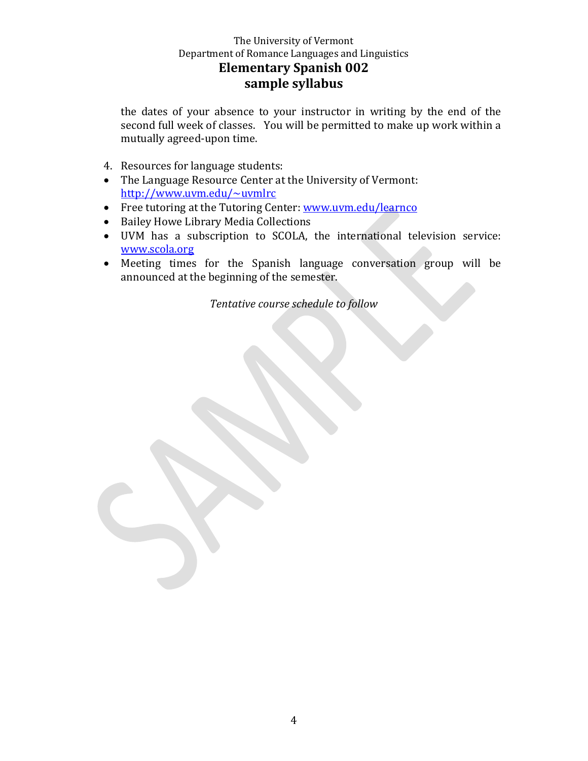the dates of your absence to your instructor in writing by the end of the second full week of classes. You will be permitted to make up work within a mutually agreed-upon time.

4. Resources for language students:

- The Language Resource Center at the University of Vermont: [http://www.uvm.edu/~uvmlrc](http://www.uvm.edu/~uvmlrc)
- Free tutoring at the Tutoring Center: [www.uvm.edu/learnco](http://www.uvm.edu/learnco)
- Bailey Howe Library Media Collections
- UVM has a subscription to SCOLA, the international television service: [www.scola.org](http://www.scola.org)
- Meeting times for the Spanish language conversation group will be announced at the beginning of the semester.

*Tentative course schedule to follow*